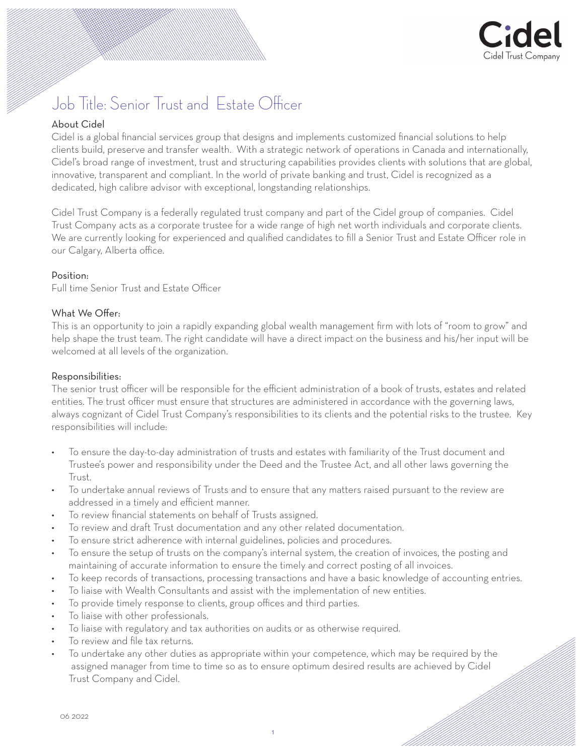# Job Title: Senior Trust and Estate Officer

## About Cidel

Cidel is a global financial services group that designs and implements customized financial solutions to help clients build, preserve and transfer wealth. With a strategic network of operations in Canada and internationally, Cidel's broad range of investment, trust and structuring capabilities provides clients with solutions that are global, innovative, transparent and compliant. In the world of private banking and trust, Cidel is recognized as a dedicated, high calibre advisor with exceptional, longstanding relationships.

Cidel Trust Company is a federally regulated trust company and part of the Cidel group of companies. Cidel Trust Company acts as a corporate trustee for a wide range of high net worth individuals and corporate clients. We are currently looking for experienced and qualified candidates to fill a Senior Trust and Estate Officer role in our Calgary, Alberta office.

## Position:

Full time Senior Trust and Estate Officer

## What We Offer:

This is an opportunity to join a rapidly expanding global wealth management firm with lots of "room to grow" and help shape the trust team. The right candidate will have a direct impact on the business and his/her input will be welcomed at all levels of the organization.

## Responsibilities:

The senior trust officer will be responsible for the efficient administration of a book of trusts, estates and related entities. The trust officer must ensure that structures are administered in accordance with the governing laws, always cognizant of Cidel Trust Company's responsibilities to its clients and the potential risks to the trustee. Key responsibilities will include:

- To ensure the day-to-day administration of trusts and estates with familiarity of the Trust document and Trustee's power and responsibility under the Deed and the Trustee Act, and all other laws governing the Trust.
- To undertake annual reviews of Trusts and to ensure that any matters raised pursuant to the review are addressed in a timely and efficient manner.
- To review financial statements on behalf of Trusts assigned.
- To review and draft Trust documentation and any other related documentation.
- To ensure strict adherence with internal guidelines, policies and procedures.
- To ensure the setup of trusts on the company's internal system, the creation of invoices, the posting and maintaining of accurate information to ensure the timely and correct posting of all invoices.
- To keep records of transactions, processing transactions and have a basic knowledge of accounting entries.
- To liaise with Wealth Consultants and assist with the implementation of new entities.
- To provide timely response to clients, group offices and third parties.
- To liaise with other professionals.
- To liaise with regulatory and tax authorities on audits or as otherwise required.
- To review and file tax returns.
- To undertake any other duties as appropriate within your competence, which may be required by the assigned manager from time to time so as to ensure optimum desired results are achieved by Cidel Trust Company and Cidel.

06 2022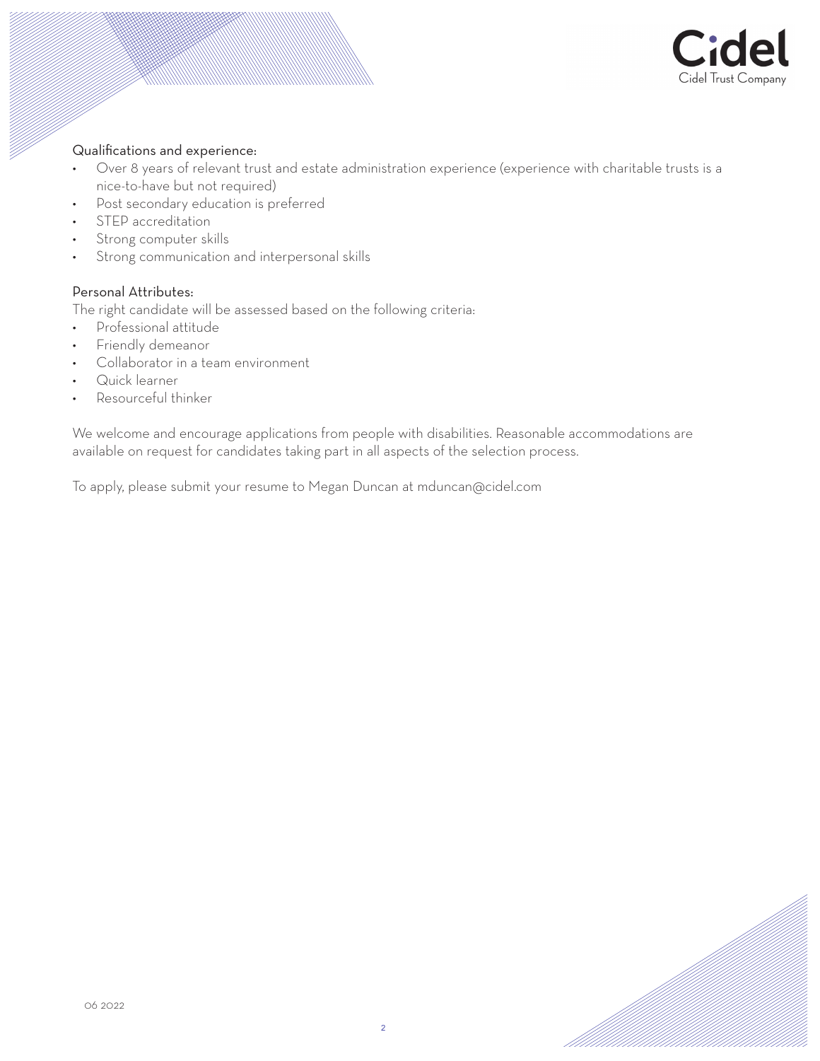Qualifications and experience:

- Over 8 years of relevant trust and estate administration experience (experience with charitable trusts is a nice-to-have but not required)
- Post secondary education is preferred
- STEP accreditation
- Strong computer skills
- Strong communication and interpersonal skills

Personal Attributes:

The right candidate will be assessed based on the following criteria:

- Professional attitude
- Friendly demeanor
- Collaborator in a team environment
- Quick learner
- Resourceful thinker

We welcome and encourage applications from people with disabilities. Reasonable accommodations are available on request for candidates taking part in all aspects of the selection process.

To apply, please submit your resume to Megan Duncan at mduncan@cidel.com

06 2022